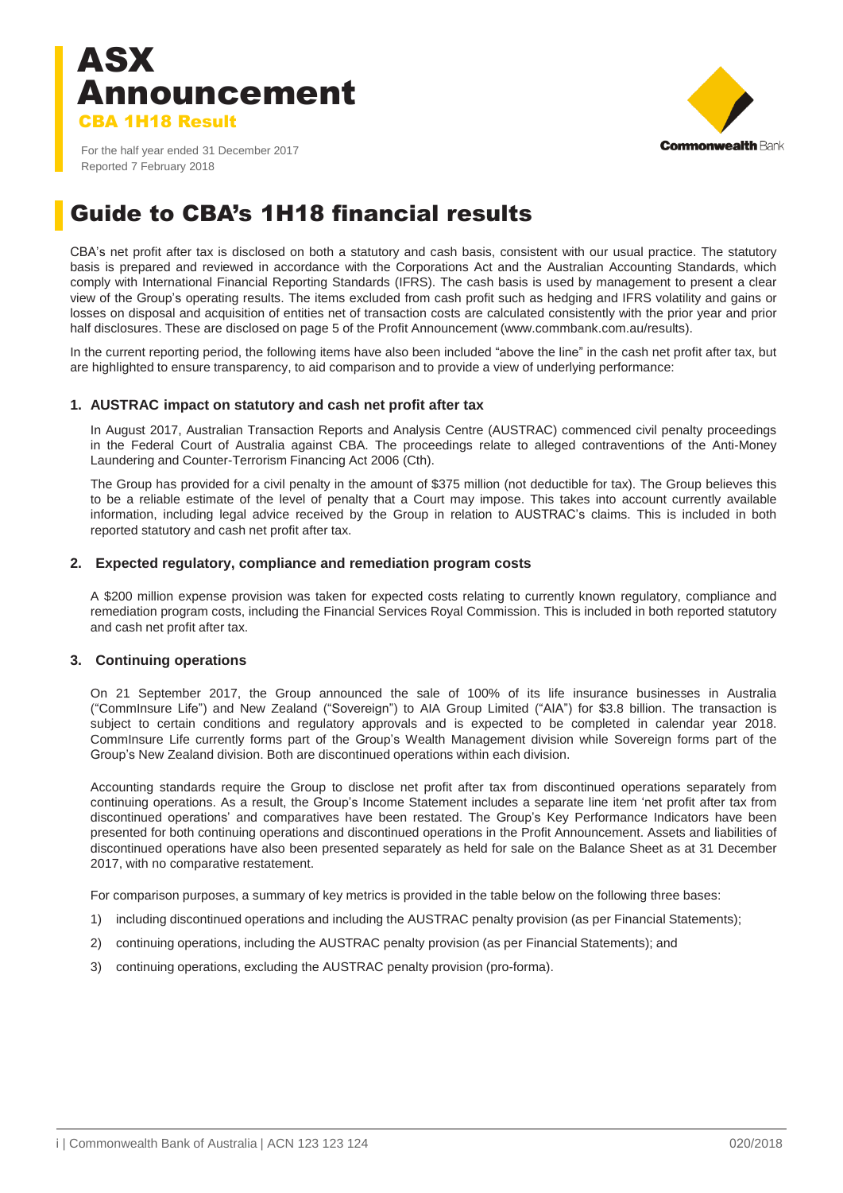# ASX Announcement

## CBA 1H18 Result

For the half year ended 31 December 2017
Reported 7 February 2018

# Guide to CBA's 1H18 financial results

CBA's net profit after tax is disclosed on both a statutory and cash basis, consistent with our usual practice. The statutory basis is prepared and reviewed in accordance with the Corporations Act and the Australian Accounting Standards, which comply with International Financial Reporting Standards (IFRS). The cash basis is used by management to present a clear view of the Group's operating results. The items excluded from cash profit such as hedging and IFRS volatility and gains or losses on disposal and acquisition of entities net of transaction costs are calculated consistently with the prior year and prior half disclosures. These are disclosed on page 5 of the Profit Announcement (www.commbank.com.au/results).

In the current reporting period, the following items have also been included "above the line" in the cash net profit after tax, but are highlighted to ensure transparency, to aid comparison and to provide a view of underlying performance:

### 1. AUSTRAC impact on statutory and cash net profit after tax

In August 2017, Australian Transaction Reports and Analysis Centre (AUSTRAC) commenced civil penalty proceedings in the Federal Court of Australia against CBA. The proceedings relate to alleged contraventions of the Anti-Money Laundering and Counter-Terrorism Financing Act 2006 (Cth).

The Group has provided for a civil penalty in the amount of $375 million (not deductible for tax). The Group believes this to be a reliable estimate of the level of penalty that a Court may impose. This takes into account currently available information, including legal advice received by the Group in relation to AUSTRAC's claims. This is included in both reported statutory and cash net profit after tax.

### 2. Expected regulatory, compliance and remediation program costs

A $200 million expense provision was taken for expected costs relating to currently known regulatory, compliance and remediation program costs, including the Financial Services Royal Commission. This is included in both reported statutory and cash net profit after tax.

### 3. Continuing operations

On 21 September 2017, the Group announced the sale of 100% of its life insurance businesses in Australia ("CommInsure Life") and New Zealand ("Sovereign") to AIA Group Limited ("AIA") for $3.8 billion. The transaction is subject to certain conditions and regulatory approvals and is expected to be completed in calendar year 2018. CommInsure Life currently forms part of the Group's Wealth Management division while Sovereign forms part of the Group's New Zealand division. Both are discontinued operations within each division.

Accounting standards require the Group to disclose net profit after tax from discontinued operations separately from continuing operations. As a result, the Group's Income Statement includes a separate line item 'net profit after tax from discontinued operations' and comparatives have been restated. The Group's Key Performance Indicators have been presented for both continuing operations and discontinued operations in the Profit Announcement. Assets and liabilities of discontinued operations have also been presented separately as held for sale on the Balance Sheet as at 31 December 2017, with no comparative restatement.

For comparison purposes, a summary of key metrics is provided in the table below on the following three bases:

1) including discontinued operations and including the AUSTRAC penalty provision (as per Financial Statements);
2) continuing operations, including the AUSTRAC penalty provision (as per Financial Statements); and
3) continuing operations, excluding the AUSTRAC penalty provision (pro-forma).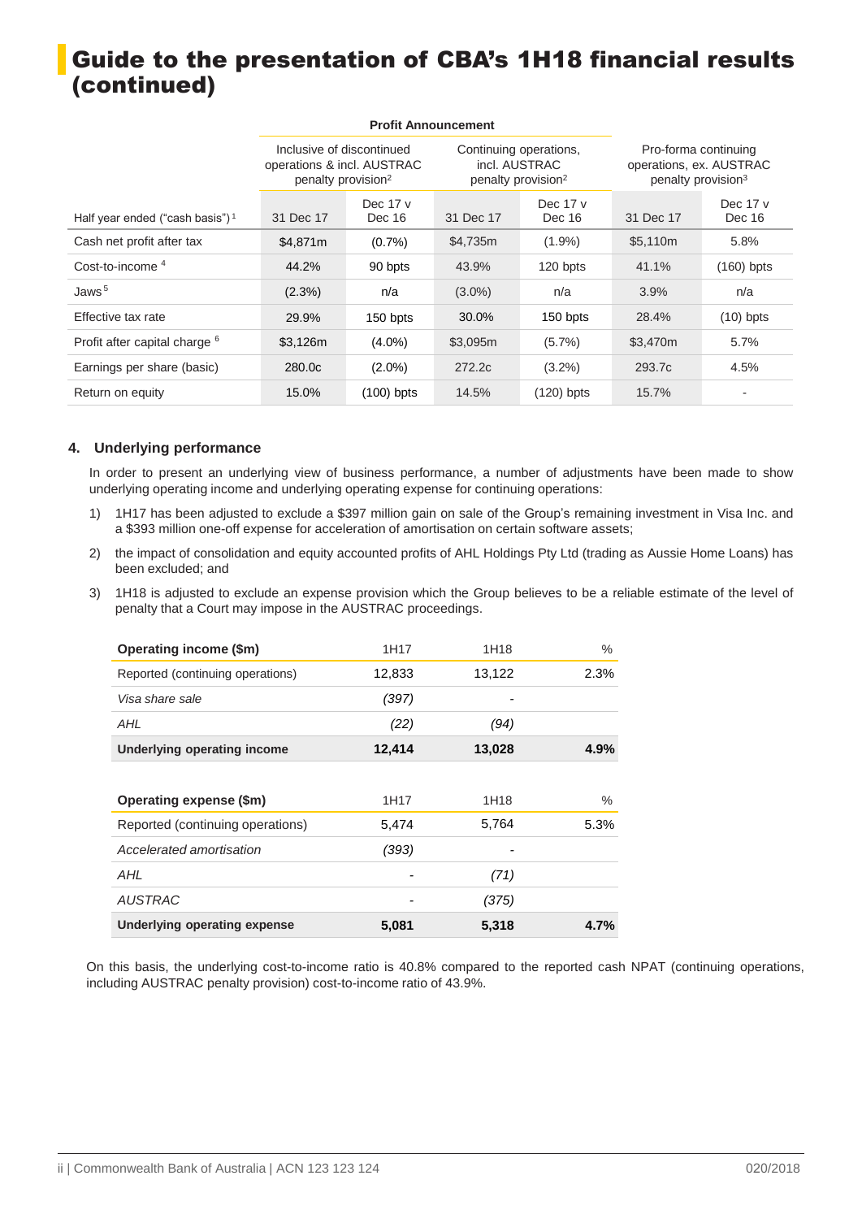# Guide to the presentation of CBA's 1H18 financial results (continued)

| | Profit Announcement | | | | | |
|---|---|---|---|---|---|---|
| | Inclusive of discontinued operations & incl. AUSTRAC penalty provision[2] | | Continuing operations, incl. AUSTRAC penalty provision[2] | | Pro-forma continuing operations, ex. AUSTRAC penalty provision[3] | |
| Half year ended ("cash basis")[1] | 31 Dec 17 | Dec 17 v Dec 16 | 31 Dec 17 | Dec 17 v Dec 16 | 31 Dec 17 | Dec 17 v Dec 16 |
| Cash net profit after tax | $4,871m | (0.7%) | $4,735m | (1.9%) | $5,110m | 5.8% |
| Cost-to-income [4] | 44.2% | 90 bpts | 43.9% | 120 bpts | 41.1% | (160) bpts |
| Jaws [5] | (2.3%) | n/a | (3.0%) | n/a | 3.9% | n/a |
| Effective tax rate | 29.9% | 150 bpts | 30.0% | 150 bpts | 28.4% | (10) bpts |
| Profit after capital charge [6] | $3,126m | (4.0%) | $3,095m | (5.7%) | $3,470m | 5.7% |
| Earnings per share (basic) | 280.0c | (2.0%) | 272.2c | (3.2%) | 293.7c | 4.5% |
| Return on equity | 15.0% | (100) bpts | 14.5% | (120) bpts | 15.7% | - |

### 4. Underlying performance

In order to present an underlying view of business performance, a number of adjustments have been made to show underlying operating income and underlying operating expense for continuing operations:

1) 1H17 has been adjusted to exclude a $397 million gain on sale of the Group's remaining investment in Visa Inc. and a $393 million one-off expense for acceleration of amortisation on certain software assets;
2) the impact of consolidation and equity accounted profits of AHL Holdings Pty Ltd (trading as Aussie Home Loans) has been excluded; and
3) 1H18 is adjusted to exclude an expense provision which the Group believes to be a reliable estimate of the level of penalty that a Court may impose in the AUSTRAC proceedings.

| Operating income ($m) | 1H17 | 1H18 | % |
|---|---|---|---|
| Reported (continuing operations) | 12,833 | 13,122 | 2.3% |
| *Visa share sale* | *(397)* | - | |
| *AHL* | *(22)* | *(94)* | |
| **Underlying operating income** | **12,414** | **13,028** | **4.9%** |

| Operating expense ($m) | 1H17 | 1H18 | % |
|---|---|---|---|
| Reported (continuing operations) | 5,474 | 5,764 | 5.3% |
| *Accelerated amortisation* | *(393)* | - | |
| *AHL* | - | *(71)* | |
| *AUSTRAC* | - | *(375)* | |
| **Underlying operating expense** | **5,081** | **5,318** | **4.7%** |

On this basis, the underlying cost-to-income ratio is 40.8% compared to the reported cash NPAT (continuing operations, including AUSTRAC penalty provision) cost-to-income ratio of 43.9%.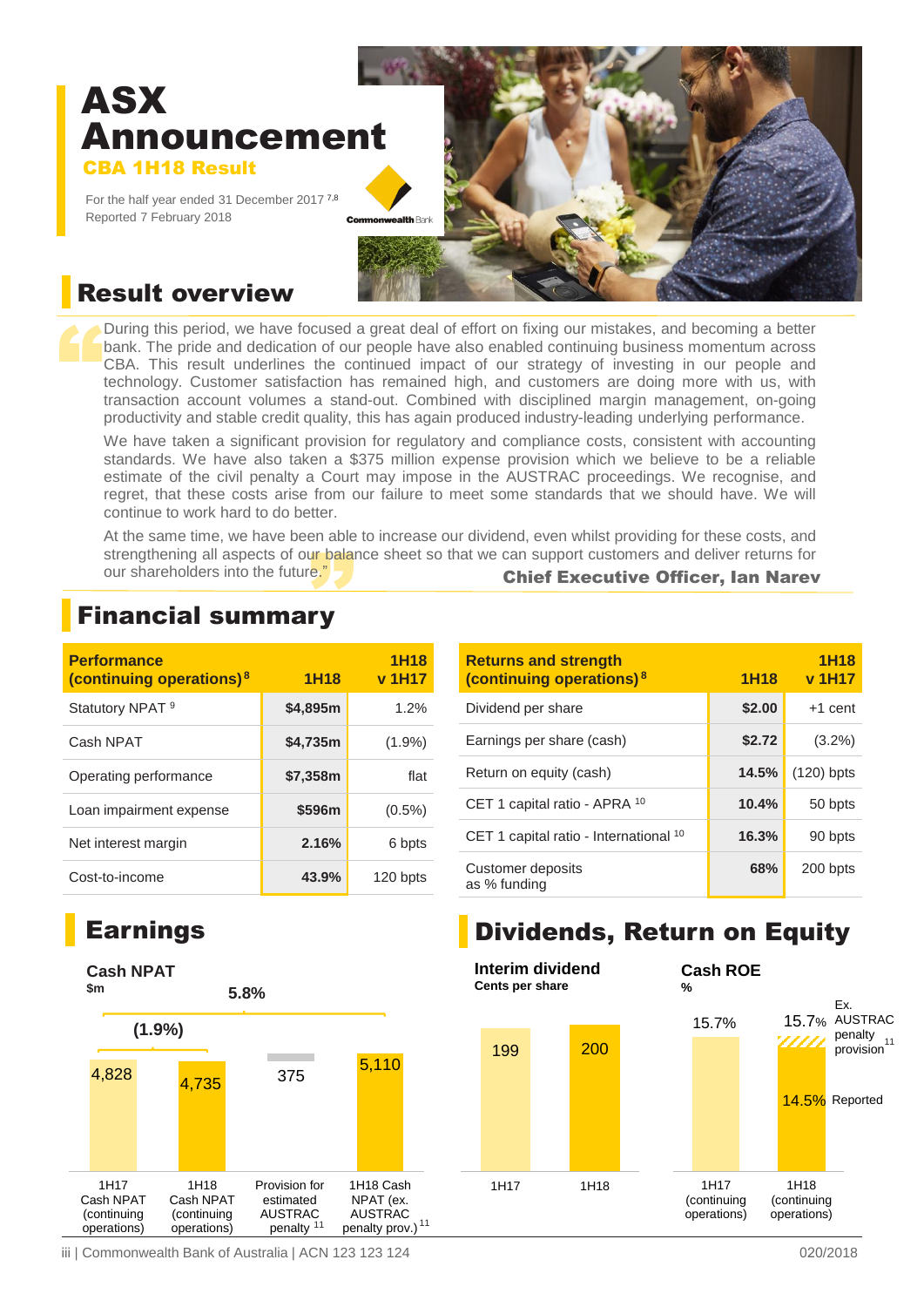# ASX Announcement

## CBA 1H18 Result

For the half year ended 31 December 2017 [7,8]
Reported 7 February 2018

## Result overview

> During this period, we have focused a great deal of effort on fixing our mistakes, and becoming a better bank. The pride and dedication of our people have also enabled continuing business momentum across CBA. This result underlines the continued impact of our strategy of investing in our people and technology. Customer satisfaction has remained high, and customers are doing more with us, with transaction account volumes a stand-out. Combined with disciplined margin management, on-going productivity and stable credit quality, this has again produced industry-leading underlying performance.
>
> We have taken a significant provision for regulatory and compliance costs, consistent with accounting standards. We have also taken a $375 million expense provision which we believe to be a reliable estimate of the civil penalty a Court may impose in the AUSTRAC proceedings. We recognise, and regret, that these costs arise from our failure to meet some standards that we should have. We will continue to work hard to do better.
>
> At the same time, we have been able to increase our dividend, even whilst providing for these costs, and strengthening all aspects of our balance sheet so that we can support customers and deliver returns for our shareholders into the future.”

**Chief Executive Officer, Ian Narev**

## Financial summary

| Performance (continuing operations)[8] | 1H18 | 1H18 v 1H17 |
|---|---|---|
| Statutory NPAT [9] | $4,895m | 1.2% |
| Cash NPAT | $4,735m | (1.9%) |
| Operating performance | $7,358m | flat |
| Loan impairment expense | $596m | (0.5%) |
| Net interest margin | 2.16% | 6 bpts |
| Cost-to-income | 43.9% | 120 bpts |

| Returns and strength (continuing operations)[8] | 1H18 | 1H18 v 1H17 |
|---|---|---|
| Dividend per share | $2.00 | +1 cent |
| Earnings per share (cash) | $2.72 | (3.2%) |
| Return on equity (cash) | 14.5% | (120) bpts |
| CET 1 capital ratio - APRA [10] | 10.4% | 50 bpts |
| CET 1 capital ratio - International [10] | 16.3% | 90 bpts |
| Customer deposits as % funding | 68% | 200 bpts |

## Earnings

**Cash NPAT**
$m

| | 1H17 Cash NPAT (continuing operations) | 1H18 Cash NPAT (continuing operations) | Provision for estimated AUSTRAC penalty [11] | 1H18 Cash NPAT (ex. AUSTRAC penalty prov.)[11] |
|---|---|---|---|---|
| $m | 4,828 | 4,735 | 375 | 5,110 |

Change 1H17 to 1H18: (1.9%); 1H17 to 1H18 ex. AUSTRAC penalty provision: 5.8%

## Dividends, Return on Equity

**Interim dividend**
Cents per share

| 1H17 | 1H18 |
|---|---|
| 199 | 200 |

**Cash ROE**
%

| | 1H17 (continuing operations) | 1H18 (continuing operations) |
|---|---|---|
| Reported | 15.7% | 14.5% |
| Ex. AUSTRAC penalty provision [11] | | 15.7% |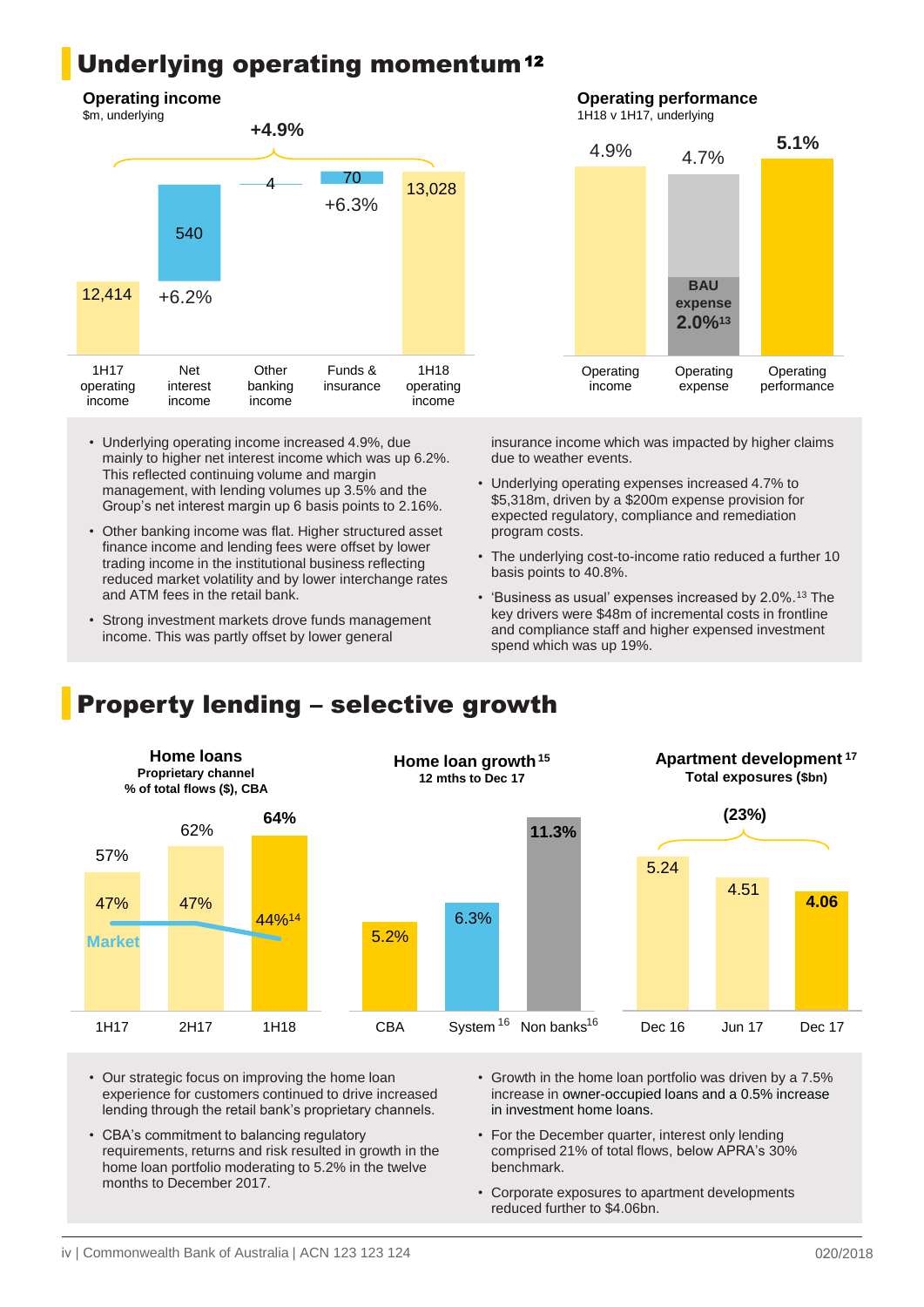# Underlying operating momentum[12]

### Operating income

$m, underlying

| | 1H17 operating income | Net interest income | Other banking income | Funds & insurance | 1H18 operating income |
|---|---|---|---|---|---|
| $m | 12,414 | 540 | 4 | 70 | 13,028 |
| Change | | +6.2% | | +6.3% | |

+4.9%

### Operating performance

1H18 v 1H17, underlying

| Operating income | Operating expense | Operating performance |
|---|---|---|
| 4.9% | 4.7% (BAU expense 2.0%[13]) | 5.1% |

- Underlying operating income increased 4.9%, due mainly to higher net interest income which was up 6.2%. This reflected continuing volume and margin management, with lending volumes up 3.5% and the Group's net interest margin up 6 basis points to 2.16%.
- Other banking income was flat. Higher structured asset finance income and lending fees were offset by lower trading income in the institutional business reflecting reduced market volatility and by lower interchange rates and ATM fees in the retail bank.
- Strong investment markets drove funds management income. This was partly offset by lower general insurance income which was impacted by higher claims due to weather events.
- Underlying operating expenses increased 4.7% to $5,318m, driven by a $200m expense provision for expected regulatory, compliance and remediation program costs.
- The underlying cost-to-income ratio reduced a further 10 basis points to 40.8%.
- 'Business as usual' expenses increased by 2.0%.[13] The key drivers were $48m of incremental costs in frontline and compliance staff and higher expensed investment spend which was up 19%.

# Property lending – selective growth

### Home loans

Proprietary channel
% of total flows ($), CBA

| | 1H17 | 2H17 | 1H18 |
|---|---|---|---|
| CBA | 57% | 62% | 64% |
| Market | 47% | 47% | 44%[14] |

### Home loan growth[15]

12 mths to Dec 17

| CBA | System[16] | Non banks[16] |
|---|---|---|
| 5.2% | 6.3% | 11.3% |

### Apartment development[17]

Total exposures ($bn)

| Dec 16 | Jun 17 | Dec 17 |
|---|---|---|
| 5.24 | 4.51 | 4.06 |

(23%)

- Our strategic focus on improving the home loan experience for customers continued to drive increased lending through the retail bank's proprietary channels.
- CBA's commitment to balancing regulatory requirements, returns and risk resulted in growth in the home loan portfolio moderating to 5.2% in the twelve months to December 2017.
- Growth in the home loan portfolio was driven by a 7.5% increase in owner-occupied loans and a 0.5% increase in investment home loans.
- For the December quarter, interest only lending comprised 21% of total flows, below APRA's 30% benchmark.
- Corporate exposures to apartment developments reduced further to $4.06bn.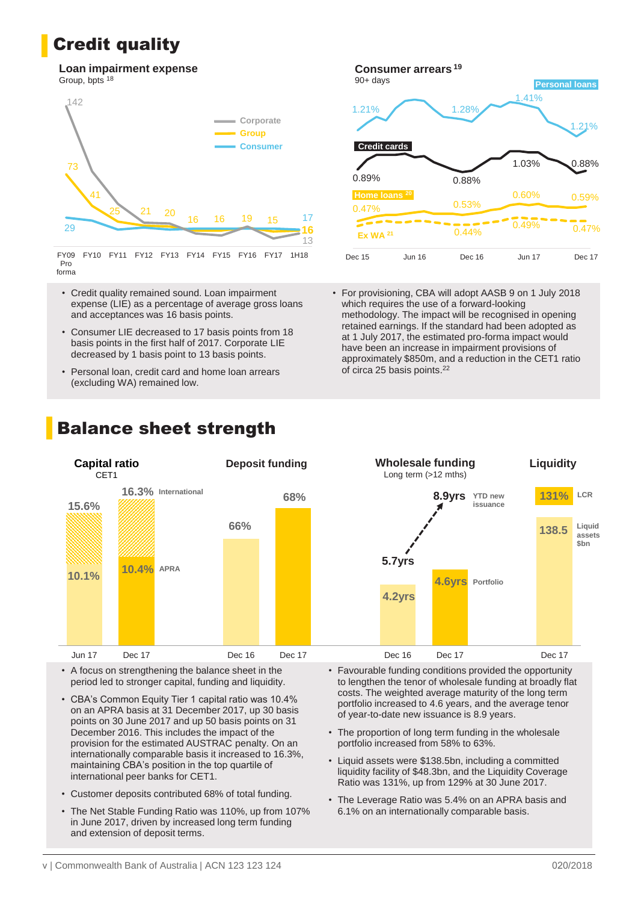# Credit quality

### Loan impairment expense

Group, bpts [18]

| | FY09 Pro forma | FY10 | FY11 | FY12 | FY13 | FY14 | FY15 | FY16 | FY17 | 1H18 |
|---|---|---|---|---|---|---|---|---|---|---|
| Corporate | 142 | | | | | | | | | 13 |
| Group | 73 | 41 | 25 | 21 | 20 | 16 | 16 | 19 | 15 | 16 |
| Consumer | 29 | | | | | | | | | 17 |

### Consumer arrears [19]

90+ days

| | Dec 15 | Dec 16 | Jun 17 | Dec 17 |
|---|---|---|---|---|
| Personal loans | 1.21% | 1.28% | 1.41% | 1.21% |
| Credit cards | 0.89% | 0.88% | 1.03% | 0.88% |
| Home loans [20] | 0.47% | 0.53% | 0.60% | 0.59% |
| Ex WA [21] | | 0.44% | 0.49% | 0.47% |

- Credit quality remained sound. Loan impairment expense (LIE) as a percentage of average gross loans and acceptances was 16 basis points.
- Consumer LIE decreased to 17 basis points from 18 basis points in the first half of 2017. Corporate LIE decreased by 1 basis point to 13 basis points.
- Personal loan, credit card and home loan arrears (excluding WA) remained low.
- For provisioning, CBA will adopt AASB 9 on 1 July 2018 which requires the use of a forward-looking methodology. The impact will be recognised in opening retained earnings. If the standard had been adopted as at 1 July 2017, the estimated pro-forma impact would have been an increase in impairment provisions of approximately $850m, and a reduction in the CET1 ratio of circa 25 basis points.[22]

# Balance sheet strength

### Capital ratio

CET1

| | Jun 17 | Dec 17 |
|---|---|---|
| International | 15.6% | 16.3% |
| APRA | 10.1% | 10.4% |

### Deposit funding

| Dec 16 | Dec 17 |
|---|---|
| 66% | 68% |

### Wholesale funding

Long term (>12 mths)

| | Dec 16 | Dec 17 |
|---|---|---|
| Portfolio | 4.2yrs | 4.6yrs |
| YTD new issuance | 5.7yrs | 8.9yrs |

### Liquidity

| | Dec 17 |
|---|---|
| LCR | 131% |
| Liquid assets $bn | 138.5 |

- A focus on strengthening the balance sheet in the period led to stronger capital, funding and liquidity.
- CBA's Common Equity Tier 1 capital ratio was 10.4% on an APRA basis at 31 December 2017, up 30 basis points on 30 June 2017 and up 50 basis points on 31 December 2016. This includes the impact of the provision for the estimated AUSTRAC penalty. On an internationally comparable basis it increased to 16.3%, maintaining CBA's position in the top quartile of international peer banks for CET1.
- Customer deposits contributed 68% of total funding.
- The Net Stable Funding Ratio was 110%, up from 107% in June 2017, driven by increased long term funding and extension of deposit terms.
- Favourable funding conditions provided the opportunity to lengthen the tenor of wholesale funding at broadly flat costs. The weighted average maturity of the long term portfolio increased to 4.6 years, and the average tenor of year-to-date new issuance is 8.9 years.
- The proportion of long term funding in the wholesale portfolio increased from 58% to 63%.
- Liquid assets were $138.5bn, including a committed liquidity facility of $48.3bn, and the Liquidity Coverage Ratio was 131%, up from 129% at 30 June 2017.
- The Leverage Ratio was 5.4% on an APRA basis and 6.1% on an internationally comparable basis.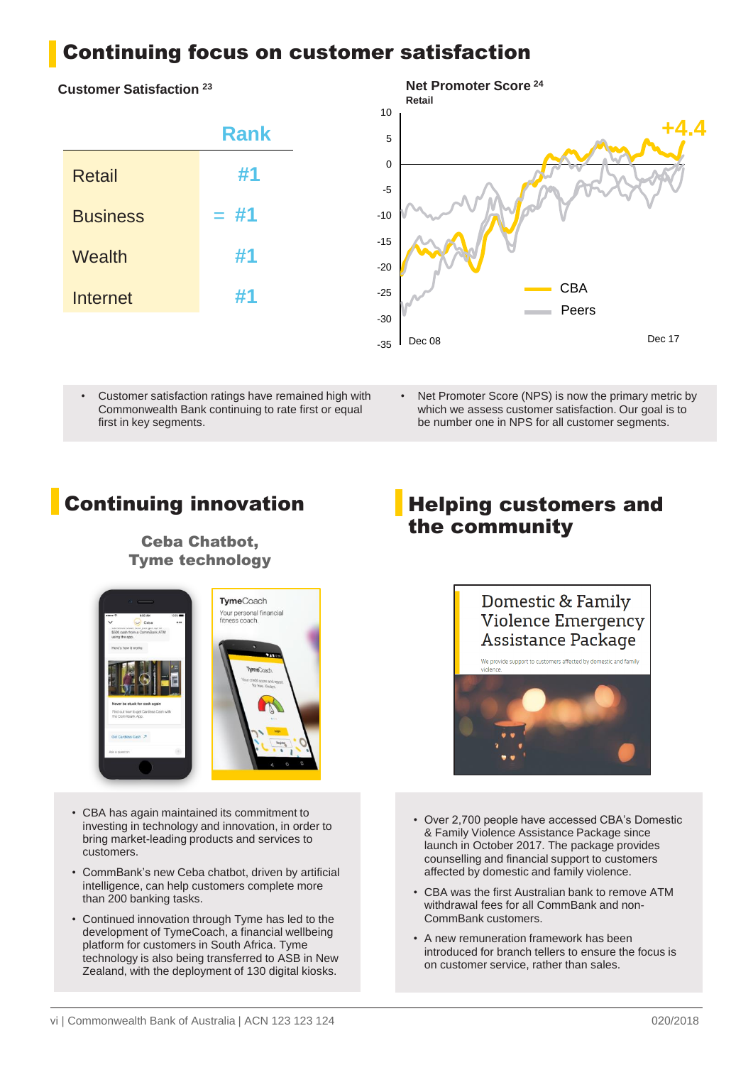# Continuing focus on customer satisfaction

**Customer Satisfaction** [23]

| | Rank |
|---|---|
| Retail | #1 |
| Business | = #1 |
| Wealth | #1 |
| Internet | #1 |

**Net Promoter Score** [24]

**Retail**

+4.4

CBA

Peers

Dec 08 — Dec 17

- Customer satisfaction ratings have remained high with Commonwealth Bank continuing to rate first or equal first in key segments.
- Net Promoter Score (NPS) is now the primary metric by which we assess customer satisfaction. Our goal is to be number one in NPS for all customer segments.

## Continuing innovation

**Ceba Chatbot, Tyme technology**

- CBA has again maintained its commitment to investing in technology and innovation, in order to bring market-leading products and services to customers.
- CommBank's new Ceba chatbot, driven by artificial intelligence, can help customers complete more than 200 banking tasks.
- Continued innovation through Tyme has led to the development of TymeCoach, a financial wellbeing platform for customers in South Africa. Tyme technology is also being transferred to ASB in New Zealand, with the deployment of 130 digital kiosks.

## Helping customers and the community

Domestic & Family Violence Emergency Assistance Package

We provide support to customers affected by domestic and family violence.

- Over 2,700 people have accessed CBA's Domestic & Family Violence Assistance Package since launch in October 2017. The package provides counselling and financial support to customers affected by domestic and family violence.
- CBA was the first Australian bank to remove ATM withdrawal fees for all CommBank and non-CommBank customers.
- A new remuneration framework has been introduced for branch tellers to ensure the focus is on customer service, rather than sales.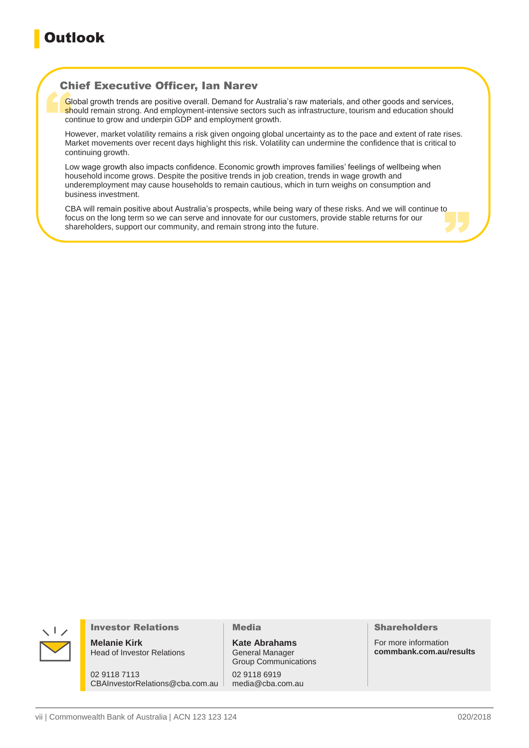# Outlook

## Chief Executive Officer, Ian Narev

Global growth trends are positive overall. Demand for Australia's raw materials, and other goods and services, should remain strong. And employment-intensive sectors such as infrastructure, tourism and education should continue to grow and underpin GDP and employment growth.

However, market volatility remains a risk given ongoing global uncertainty as to the pace and extent of rate rises. Market movements over recent days highlight this risk. Volatility can undermine the confidence that is critical to continuing growth.

Low wage growth also impacts confidence. Economic growth improves families' feelings of wellbeing when household income grows. Despite the positive trends in job creation, trends in wage growth and underemployment may cause households to remain cautious, which in turn weighs on consumption and business investment.

CBA will remain positive about Australia's prospects, while being wary of these risks. And we will continue to focus on the long term so we can serve and innovate for our customers, provide stable returns for our shareholders, support our community, and remain strong into the future.

### Investor Relations

**Melanie Kirk**
Head of Investor Relations

02 9118 7113
CBAInvestorRelations@cba.com.au

### Media

**Kate Abrahams**
General Manager
Group Communications

02 9118 6919
media@cba.com.au

### Shareholders

For more information
**commbank.com.au/results**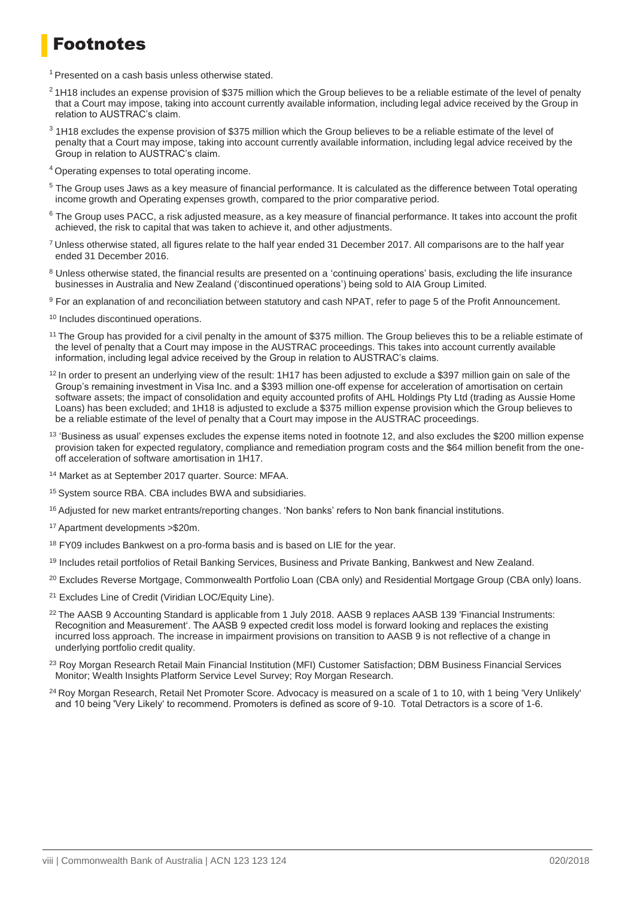# Footnotes

[1] Presented on a cash basis unless otherwise stated.

[2] 1H18 includes an expense provision of $375 million which the Group believes to be a reliable estimate of the level of penalty that a Court may impose, taking into account currently available information, including legal advice received by the Group in relation to AUSTRAC's claim.

[3] 1H18 excludes the expense provision of $375 million which the Group believes to be a reliable estimate of the level of penalty that a Court may impose, taking into account currently available information, including legal advice received by the Group in relation to AUSTRAC's claim.

[4] Operating expenses to total operating income.

[5] The Group uses Jaws as a key measure of financial performance. It is calculated as the difference between Total operating income growth and Operating expenses growth, compared to the prior comparative period.

[6] The Group uses PACC, a risk adjusted measure, as a key measure of financial performance. It takes into account the profit achieved, the risk to capital that was taken to achieve it, and other adjustments.

[7] Unless otherwise stated, all figures relate to the half year ended 31 December 2017. All comparisons are to the half year ended 31 December 2016.

[8] Unless otherwise stated, the financial results are presented on a 'continuing operations' basis, excluding the life insurance businesses in Australia and New Zealand ('discontinued operations') being sold to AIA Group Limited.

[9] For an explanation of and reconciliation between statutory and cash NPAT, refer to page 5 of the Profit Announcement.

[10] Includes discontinued operations.

[11] The Group has provided for a civil penalty in the amount of $375 million. The Group believes this to be a reliable estimate of the level of penalty that a Court may impose in the AUSTRAC proceedings. This takes into account currently available information, including legal advice received by the Group in relation to AUSTRAC's claims.

[12] In order to present an underlying view of the result: 1H17 has been adjusted to exclude a $397 million gain on sale of the Group's remaining investment in Visa Inc. and a $393 million one-off expense for acceleration of amortisation on certain software assets; the impact of consolidation and equity accounted profits of AHL Holdings Pty Ltd (trading as Aussie Home Loans) has been excluded; and 1H18 is adjusted to exclude a $375 million expense provision which the Group believes to be a reliable estimate of the level of penalty that a Court may impose in the AUSTRAC proceedings.

[13] 'Business as usual' expenses excludes the expense items noted in footnote 12, and also excludes the $200 million expense provision taken for expected regulatory, compliance and remediation program costs and the $64 million benefit from the one-off acceleration of software amortisation in 1H17.

[14] Market as at September 2017 quarter. Source: MFAA.

[15] System source RBA. CBA includes BWA and subsidiaries.

[16] Adjusted for new market entrants/reporting changes. 'Non banks' refers to Non bank financial institutions.

[17] Apartment developments >$20m.

[18] FY09 includes Bankwest on a pro-forma basis and is based on LIE for the year.

[19] Includes retail portfolios of Retail Banking Services, Business and Private Banking, Bankwest and New Zealand.

[20] Excludes Reverse Mortgage, Commonwealth Portfolio Loan (CBA only) and Residential Mortgage Group (CBA only) loans.

[21] Excludes Line of Credit (Viridian LOC/Equity Line).

[22] The AASB 9 Accounting Standard is applicable from 1 July 2018. AASB 9 replaces AASB 139 'Financial Instruments: Recognition and Measurement'. The AASB 9 expected credit loss model is forward looking and replaces the existing incurred loss approach. The increase in impairment provisions on transition to AASB 9 is not reflective of a change in underlying portfolio credit quality.

[23] Roy Morgan Research Retail Main Financial Institution (MFI) Customer Satisfaction; DBM Business Financial Services Monitor; Wealth Insights Platform Service Level Survey; Roy Morgan Research.

[24] Roy Morgan Research, Retail Net Promoter Score. Advocacy is measured on a scale of 1 to 10, with 1 being 'Very Unlikely' and 10 being 'Very Likely' to recommend. Promoters is defined as score of 9-10. Total Detractors is a score of 1-6.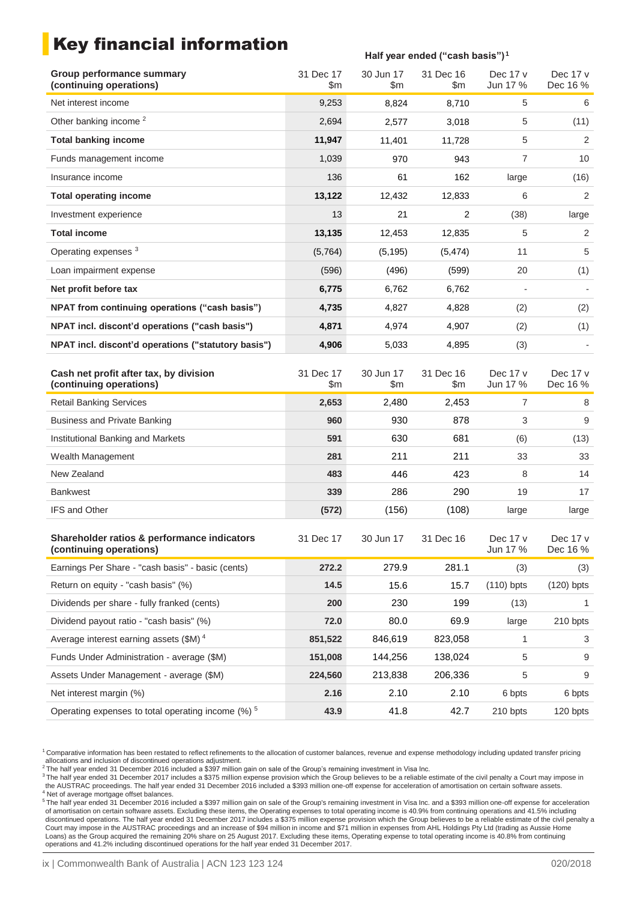# Key financial information

| Group performance summary (continuing operations) | Half year ended ("cash basis")[1] 31 Dec 17 $m | 30 Jun 17 $m | 31 Dec 16 $m | Dec 17 v Jun 17 % | Dec 17 v Dec 16 % |
|---|---|---|---|---|---|
| Net interest income | 9,253 | 8,824 | 8,710 | 5 | 6 |
| Other banking income [2] | 2,694 | 2,577 | 3,018 | 5 | (11) |
| **Total banking income** | **11,947** | 11,401 | 11,728 | 5 | 2 |
| Funds management income | 1,039 | 970 | 943 | 7 | 10 |
| Insurance income | 136 | 61 | 162 | large | (16) |
| **Total operating income** | **13,122** | 12,432 | 12,833 | 6 | 2 |
| Investment experience | 13 | 21 | 2 | (38) | large |
| **Total income** | **13,135** | 12,453 | 12,835 | 5 | 2 |
| Operating expenses [3] | (5,764) | (5,195) | (5,474) | 11 | 5 |
| Loan impairment expense | (596) | (496) | (599) | 20 | (1) |
| **Net profit before tax** | **6,775** | 6,762 | 6,762 | - | - |
| **NPAT from continuing operations ("cash basis")** | **4,735** | 4,827 | 4,828 | (2) | (2) |
| **NPAT incl. discont'd operations ("cash basis")** | **4,871** | 4,974 | 4,907 | (2) | (1) |
| **NPAT incl. discont'd operations ("statutory basis")** | **4,906** | 5,033 | 4,895 | (3) | - |

| Cash net profit after tax, by division (continuing operations) | 31 Dec 17 $m | 30 Jun 17 $m | 31 Dec 16 $m | Dec 17 v Jun 17 % | Dec 17 v Dec 16 % |
|---|---|---|---|---|---|
| Retail Banking Services | **2,653** | 2,480 | 2,453 | 7 | 8 |
| Business and Private Banking | **960** | 930 | 878 | 3 | 9 |
| Institutional Banking and Markets | **591** | 630 | 681 | (6) | (13) |
| Wealth Management | **281** | 211 | 211 | 33 | 33 |
| New Zealand | **483** | 446 | 423 | 8 | 14 |
| Bankwest | **339** | 286 | 290 | 19 | 17 |
| IFS and Other | **(572)** | (156) | (108) | large | large |

| Shareholder ratios & performance indicators (continuing operations) | 31 Dec 17 | 30 Jun 17 | 31 Dec 16 | Dec 17 v Jun 17 % | Dec 17 v Dec 16 % |
|---|---|---|---|---|---|
| Earnings Per Share - "cash basis" - basic (cents) | **272.2** | 279.9 | 281.1 | (3) | (3) |
| Return on equity - "cash basis" (%) | **14.5** | 15.6 | 15.7 | (110) bpts | (120) bpts |
| Dividends per share - fully franked (cents) | **200** | 230 | 199 | (13) | 1 |
| Dividend payout ratio - "cash basis" (%) | **72.0** | 80.0 | 69.9 | large | 210 bpts |
| Average interest earning assets ($M) [4] | **851,522** | 846,619 | 823,058 | 1 | 3 |
| Funds Under Administration - average ($M) | **151,008** | 144,256 | 138,024 | 5 | 9 |
| Assets Under Management - average ($M) | **224,560** | 213,838 | 206,336 | 5 | 9 |
| Net interest margin (%) | **2.16** | 2.10 | 2.10 | 6 bpts | 6 bpts |
| Operating expenses to total operating income (%) [5] | **43.9** | 41.8 | 42.7 | 210 bpts | 120 bpts |

[1] Comparative information has been restated to reflect refinements to the allocation of customer balances, revenue and expense methodology including updated transfer pricing allocations and inclusion of discontinued operations adjustment.
[2] The half year ended 31 December 2016 included a $397 million gain on sale of the Group's remaining investment in Visa Inc.
[3] The half year ended 31 December 2017 includes a $375 million expense provision which the Group believes to be a reliable estimate of the civil penalty a Court may impose in the AUSTRAC proceedings. The half year ended 31 December 2016 included a $393 million one-off expense for acceleration of amortisation on certain software assets.
[4] Net of average mortgage offset balances.
[5] The half year ended 31 December 2016 included a $397 million gain on sale of the Group's remaining investment in Visa Inc. and a $393 million one-off expense for acceleration of amortisation on certain software assets. Excluding these items, the Operating expenses to total operating income is 40.9% from continuing operations and 41.5% including discontinued operations. The half year ended 31 December 2017 includes a $375 million expense provision which the Group believes to be a reliable estimate of the civil penalty a Court may impose in the AUSTRAC proceedings and an increase of $94 million in income and $71 million in expenses from AHL Holdings Pty Ltd (trading as Aussie Home Loans) as the Group acquired the remaining 20% share on 25 August 2017. Excluding these items, Operating expense to total operating income is 40.8% from continuing operations and 41.2% including discontinued operations for the half year ended 31 December 2017.